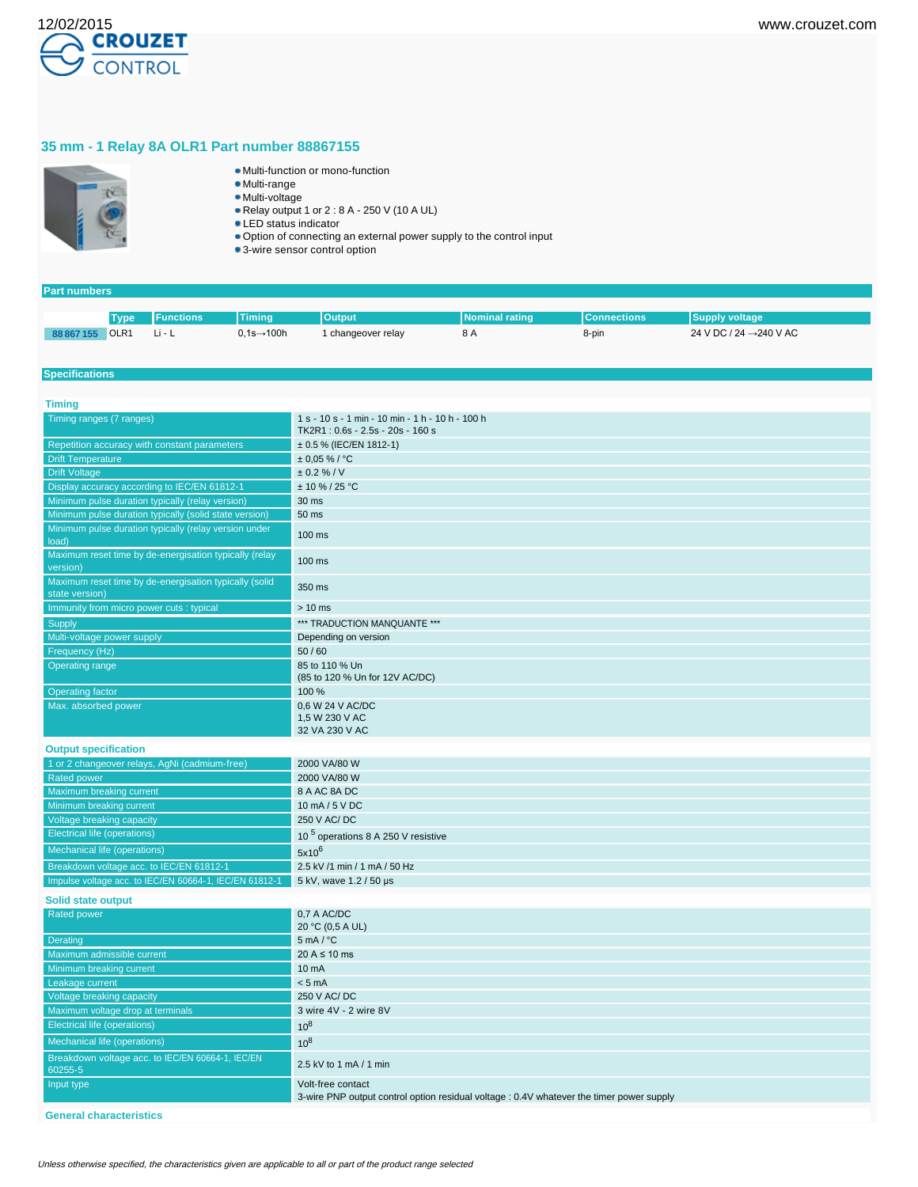CROUZET CONTROL

# 35 mm - 1 Relay 8A OLR1 Part number 88867155

- Multi-function or mono-function
- Multi-range
- Multi-voltage
- Relay output 1 or 2 : 8 A - 250 V (10 A UL)
- LED status indicator
- Option of connecting an external power supply to the control input
- 3-wire sensor control option

## Part numbers

| | Type | Functions | Timing | Output | Nominal rating | Connections | Supply voltage |
|---|---|---|---|---|---|---|---|
| 88 867 155 | OLR1 | Li - L | 0,1s→100h | 1 changeover relay | 8 A | 8-pin | 24 V DC / 24 →240 V AC |

## Specifications

### Timing

| | |
|---|---|
| Timing ranges (7 ranges) | 1 s - 10 s - 1 min - 10 min - 1 h - 10 h - 100 h<br>TK2R1 : 0.6s - 2.5s - 20s - 160 s |
| Repetition accuracy with constant parameters | ± 0.5 % (IEC/EN 1812-1) |
| Drift Temperature | ± 0,05 % / °C |
| Drift Voltage | ± 0.2 % / V |
| Display accuracy according to IEC/EN 61812-1 | ± 10 % / 25 °C |
| Minimum pulse duration typically (relay version) | 30 ms |
| Minimum pulse duration typically (solid state version) | 50 ms |
| Minimum pulse duration typically (relay version under load) | 100 ms |
| Maximum reset time by de-energisation typically (relay version) | 100 ms |
| Maximum reset time by de-energisation typically (solid state version) | 350 ms |
| Immunity from micro power cuts : typical | > 10 ms |
| Supply | *** TRADUCTION MANQUANTE *** |
| Multi-voltage power supply | Depending on version |
| Frequency (Hz) | 50 / 60 |
| Operating range | 85 to 110 % Un<br>(85 to 120 % Un for 12V AC/DC) |
| Operating factor | 100 % |
| Max. absorbed power | 0,6 W 24 V AC/DC<br>1,5 W 230 V AC<br>32 VA 230 V AC |

### Output specification

| | |
|---|---|
| 1 or 2 changeover relays, AgNi (cadmium-free) | 2000 VA/80 W |
| Rated power | 2000 VA/80 W |
| Maximum breaking current | 8 A AC 8A DC |
| Minimum breaking current | 10 mA / 5 V DC |
| Voltage breaking capacity | 250 V AC/ DC |
| Electrical life (operations) | $10^{5}$ operations 8 A 250 V resistive |
| Mechanical life (operations) | $5 \times 10^{6}$ |
| Breakdown voltage acc. to IEC/EN 61812-1 | 2.5 kV /1 min / 1 mA / 50 Hz |
| Impulse voltage acc. to IEC/EN 60664-1, IEC/EN 61812-1 | 5 kV, wave 1.2 / 50 µs |

### Solid state output

| | |
|---|---|
| Rated power | 0,7 A AC/DC<br>20 °C (0,5 A UL) |
| Derating | 5 mA / °C |
| Maximum admissible current | 20 A ≤ 10 ms |
| Minimum breaking current | 10 mA |
| Leakage current | < 5 mA |
| Voltage breaking capacity | 250 V AC/ DC |
| Maximum voltage drop at terminals | 3 wire 4V - 2 wire 8V |
| Electrical life (operations) | $10^{8}$ |
| Mechanical life (operations) | $10^{8}$ |
| Breakdown voltage acc. to IEC/EN 60664-1, IEC/EN 60255-5 | 2.5 kV to 1 mA / 1 min |
| Input type | Volt-free contact<br>3-wire PNP output control option residual voltage : 0.4V whatever the timer power supply |

### General characteristics

*Unless otherwise specified, the characteristics given are applicable to all or part of the product range selected*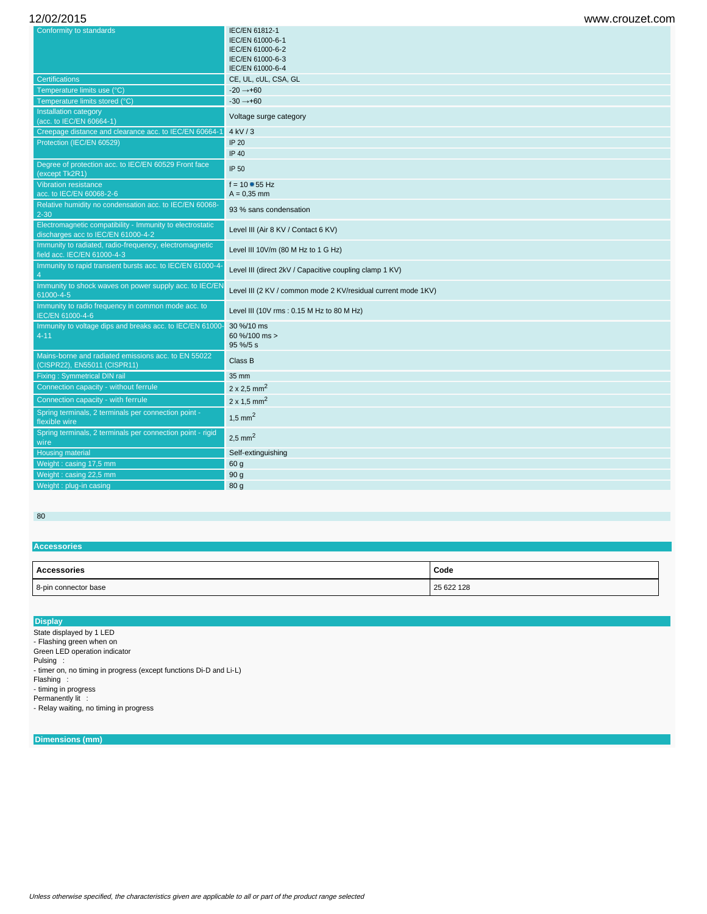| | |
|---|---|
| Conformity to standards | IEC/EN 61812-1<br>IEC/EN 61000-6-1<br>IEC/EN 61000-6-2<br>IEC/EN 61000-6-3<br>IEC/EN 61000-6-4 |
| Certifications | CE, UL, cUL, CSA, GL |
| Temperature limits use (°C) | -20 →+60 |
| Temperature limits stored (°C) | -30 →+60 |
| Installation category (acc. to IEC/EN 60664-1) | Voltage surge category |
| Creepage distance and clearance acc. to IEC/EN 60664-1 | 4 kV / 3 |
| Protection (IEC/EN 60529) | IP 20<br>IP 40 |
| Degree of protection acc. to IEC/EN 60529 Front face (except Tk2R1) | IP 50 |
| Vibration resistance acc. to IEC/EN 60068-2-6 | f = 10 → 55 Hz<br>A = 0,35 mm |
| Relative humidity no condensation acc. to IEC/EN 60068-2-30 | 93 % sans condensation |
| Electromagnetic compatibility - Immunity to electrostatic discharges acc to IEC/EN 61000-4-2 | Level III (Air 8 KV / Contact 6 KV) |
| Immunity to radiated, radio-frequency, electromagnetic field acc. IEC/EN 61000-4-3 | Level III 10V/m (80 M Hz to 1 G Hz) |
| Immunity to rapid transient bursts acc. to IEC/EN 61000-4-4 | Level III (direct 2kV / Capacitive coupling clamp 1 KV) |
| Immunity to shock waves on power supply acc. to IEC/EN 61000-4-5 | Level III (2 KV / common mode 2 KV/residual current mode 1KV) |
| Immunity to radio frequency in common mode acc. to IEC/EN 61000-4-6 | Level III (10V rms : 0.15 M Hz to 80 M Hz) |
| Immunity to voltage dips and breaks acc. to IEC/EN 61000-4-11 | 30 %/10 ms<br>60 %/100 ms ><br>95 %/5 s |
| Mains-borne and radiated emissions acc. to EN 55022 (CISPR22), EN55011 (CISPR11) | Class B |
| Fixing : Symmetrical DIN rail | 35 mm |
| Connection capacity - without ferrule | 2 x 2,5 mm$^2$ |
| Connection capacity - with ferrule | 2 x 1,5 mm$^2$ |
| Spring terminals, 2 terminals per connection point - flexible wire | 1,5 mm$^2$ |
| Spring terminals, 2 terminals per connection point - rigid wire | 2,5 mm$^2$ |
| Housing material | Self-extinguishing |
| Weight : casing 17,5 mm | 60 g |
| Weight : casing 22,5 mm | 90 g |
| Weight : plug-in casing | 80 g |

80

## Accessories

| Accessories | Code |
|---|---|
| 8-pin connector base | 25 622 128 |

## Display

State displayed by 1 LED
- Flashing green when on

Green LED operation indicator
Pulsing :
- timer on, no timing in progress (except functions Di-D and Li-L)

Flashing :
- timing in progress

Permanently lit :
- Relay waiting, no timing in progress

## Dimensions (mm)

*Unless otherwise specified, the characteristics given are applicable to all or part of the product range selected*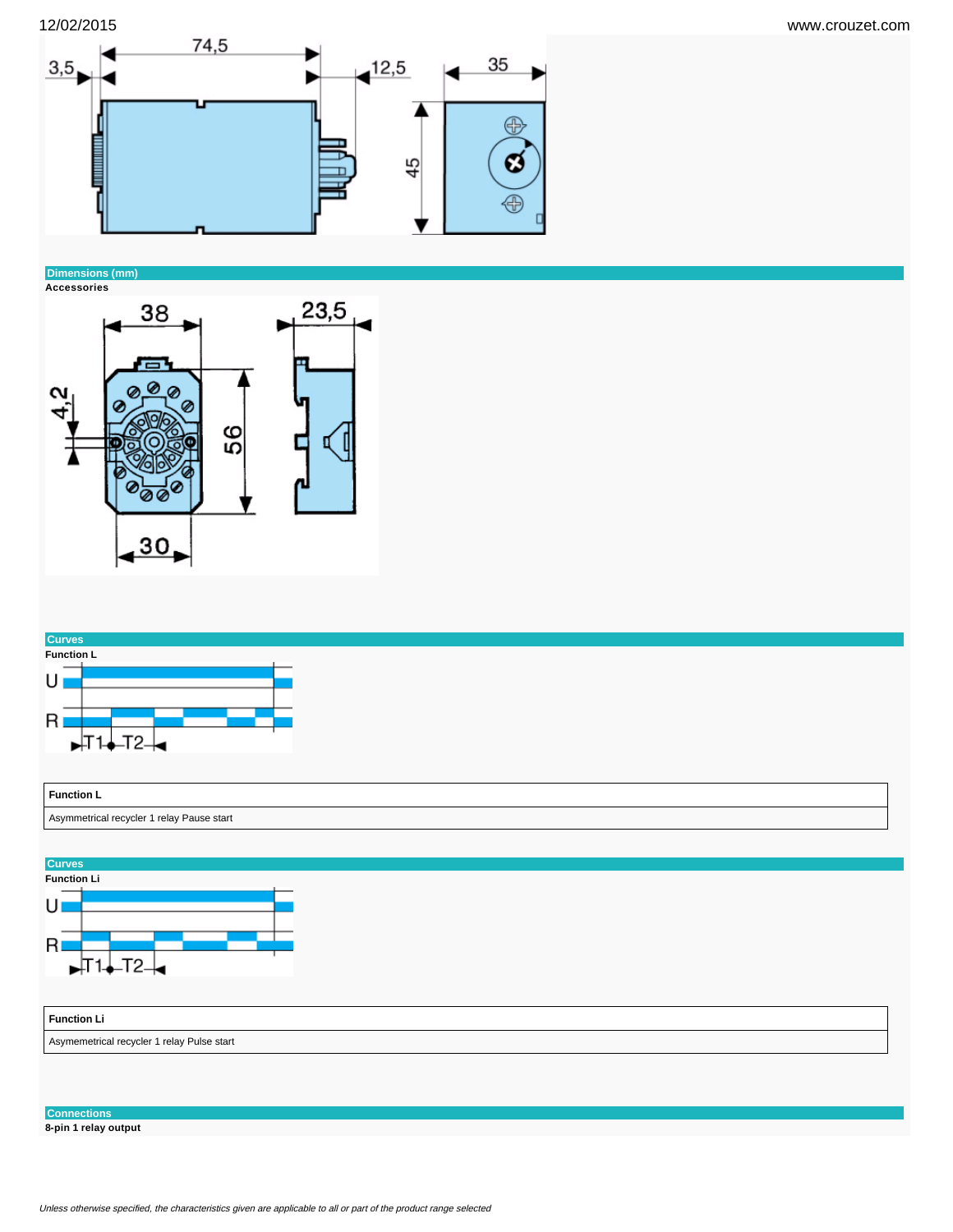## Dimensions (mm)

**Accessories**

## Curves

**Function L**

| Function L |
| --- |
| Asymmetrical recycler 1 relay Pause start |

## Curves

**Function Li**

| Function Li |
| --- |
| Asymemetrical recycler 1 relay Pulse start |

## Connections

**8-pin 1 relay output**

*Unless otherwise specified, the characteristics given are applicable to all or part of the product range selected*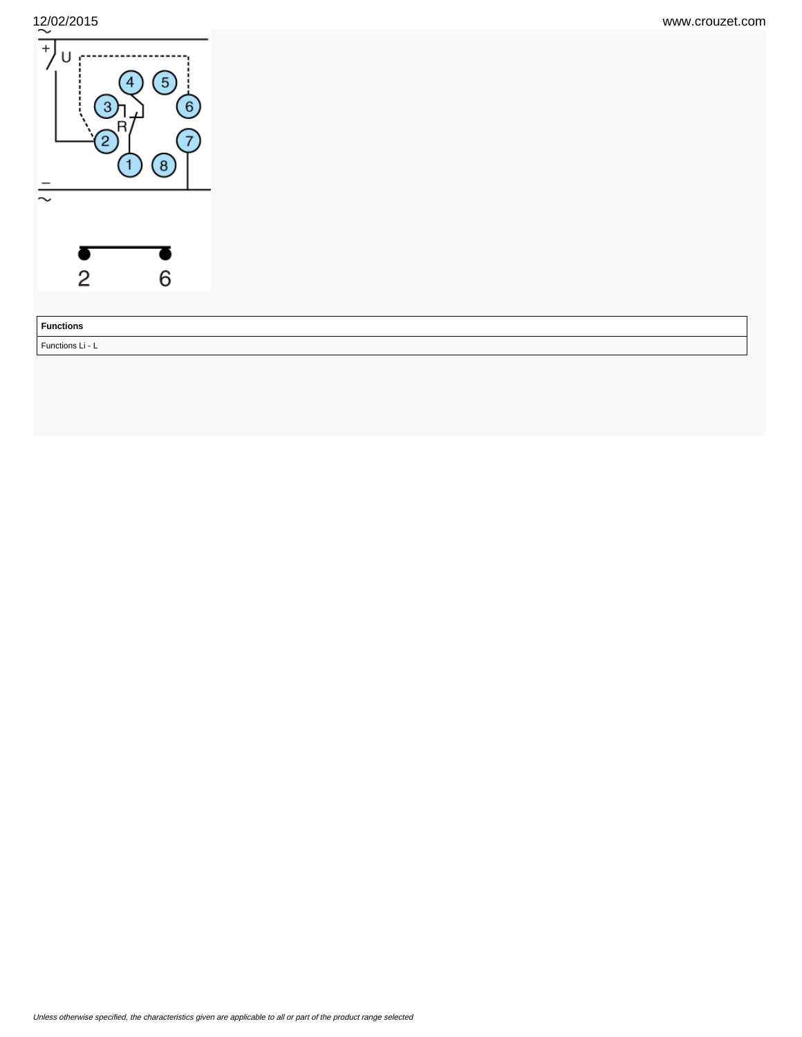| Functions |
| --- |
| Functions Li - L |

*Unless otherwise specified, the characteristics given are applicable to all or part of the product range selected*